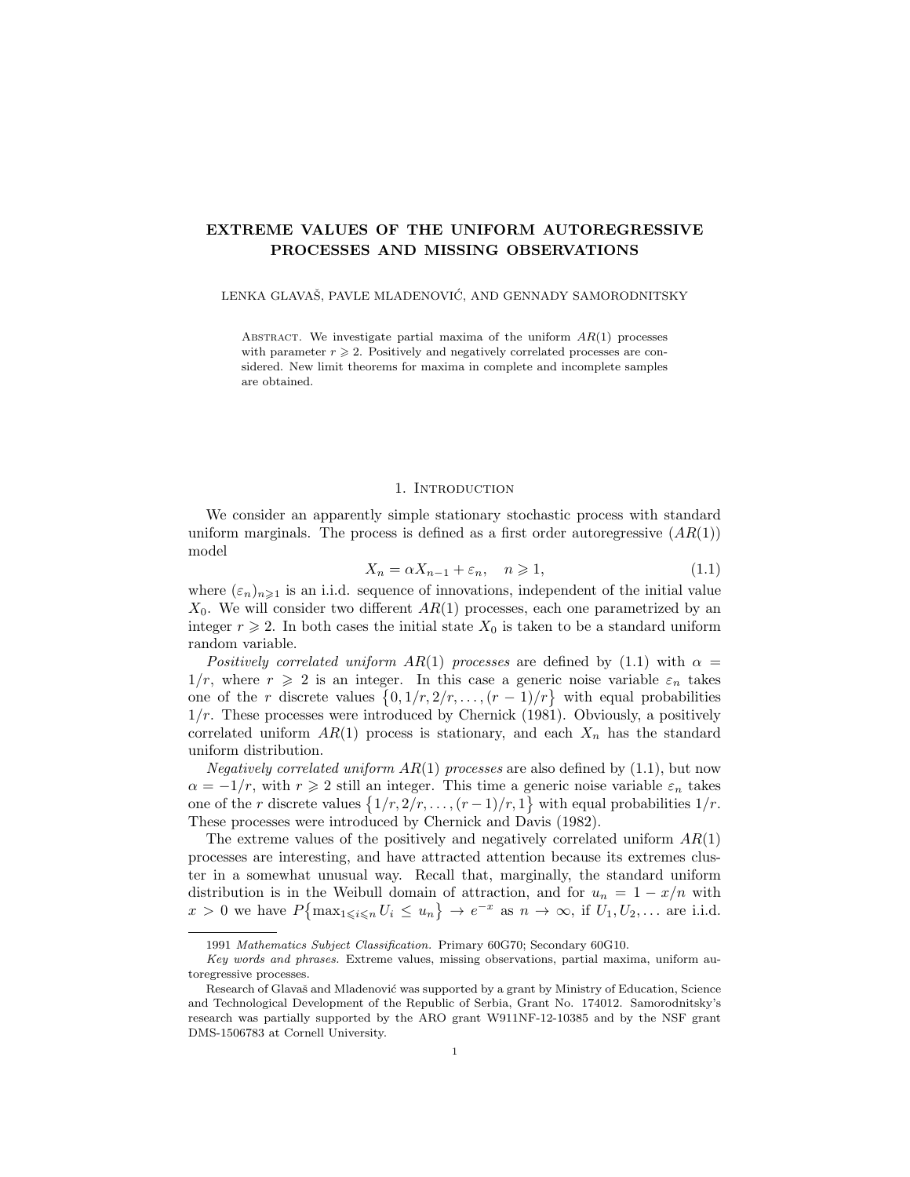# EXTREME VALUES OF THE UNIFORM AUTOREGRESSIVE PROCESSES AND MISSING OBSERVATIONS

LENKA GLAVAŠ, PAVLE MLADENOVIĆ, AND GENNADY SAMORODNITSKY

Abstract. We investigate partial maxima of the uniform $AR(1)$ processes with parameter $r \geqslant 2$. Positively and negatively correlated processes are considered. New limit theorems for maxima in complete and incomplete samples are obtained.

## 1. Introduction

We consider an apparently simple stationary stochastic process with standard uniform marginals. The process is defined as a first order autoregressive ($AR(1)$) model

$$X_n = \alpha X_{n-1} + \varepsilon_n, \quad n \geqslant 1, \tag{1.1}$$

where $(\varepsilon_n)_{n\geqslant 1}$ is an i.i.d. sequence of innovations, independent of the initial value $X_0$. We will consider two different $AR(1)$ processes, each one parametrized by an integer $r \geqslant 2$. In both cases the initial state $X_0$ is taken to be a standard uniform random variable.

*Positively correlated uniform $AR(1)$ processes* are defined by (1.1) with $\alpha = 1/r$, where $r \geqslant 2$ is an integer. In this case a generic noise variable $\varepsilon_n$ takes one of the $r$ discrete values $\{0, 1/r, 2/r, \ldots, (r-1)/r\}$ with equal probabilities $1/r$. These processes were introduced by Chernick (1981). Obviously, a positively correlated uniform $AR(1)$ process is stationary, and each $X_n$ has the standard uniform distribution.

*Negatively correlated uniform $AR(1)$ processes* are also defined by (1.1), but now $\alpha = -1/r$, with $r \geqslant 2$ still an integer. This time a generic noise variable $\varepsilon_n$ takes one of the $r$ discrete values $\{1/r, 2/r, \ldots, (r-1)/r, 1\}$ with equal probabilities $1/r$. These processes were introduced by Chernick and Davis (1982).

The extreme values of the positively and negatively correlated uniform $AR(1)$ processes are interesting, and have attracted attention because its extremes cluster in a somewhat unusual way. Recall that, marginally, the standard uniform distribution is in the Weibull domain of attraction, and for $u_n = 1 - x/n$ with $x > 0$ we have $P\{\max_{1\leqslant i\leqslant n} U_i \leq u_n\} \to e^{-x}$ as $n \to \infty$, if $U_1, U_2, \ldots$ are i.i.d.

---

1991 *Mathematics Subject Classification.* Primary 60G70; Secondary 60G10.

*Key words and phrases.* Extreme values, missing observations, partial maxima, uniform autoregressive processes.

Research of Glavaš and Mladenović was supported by a grant by Ministry of Education, Science and Technological Development of the Republic of Serbia, Grant No. 174012. Samorodnitsky's research was partially supported by the ARO grant W911NF-12-10385 and by the NSF grant DMS-1506783 at Cornell University.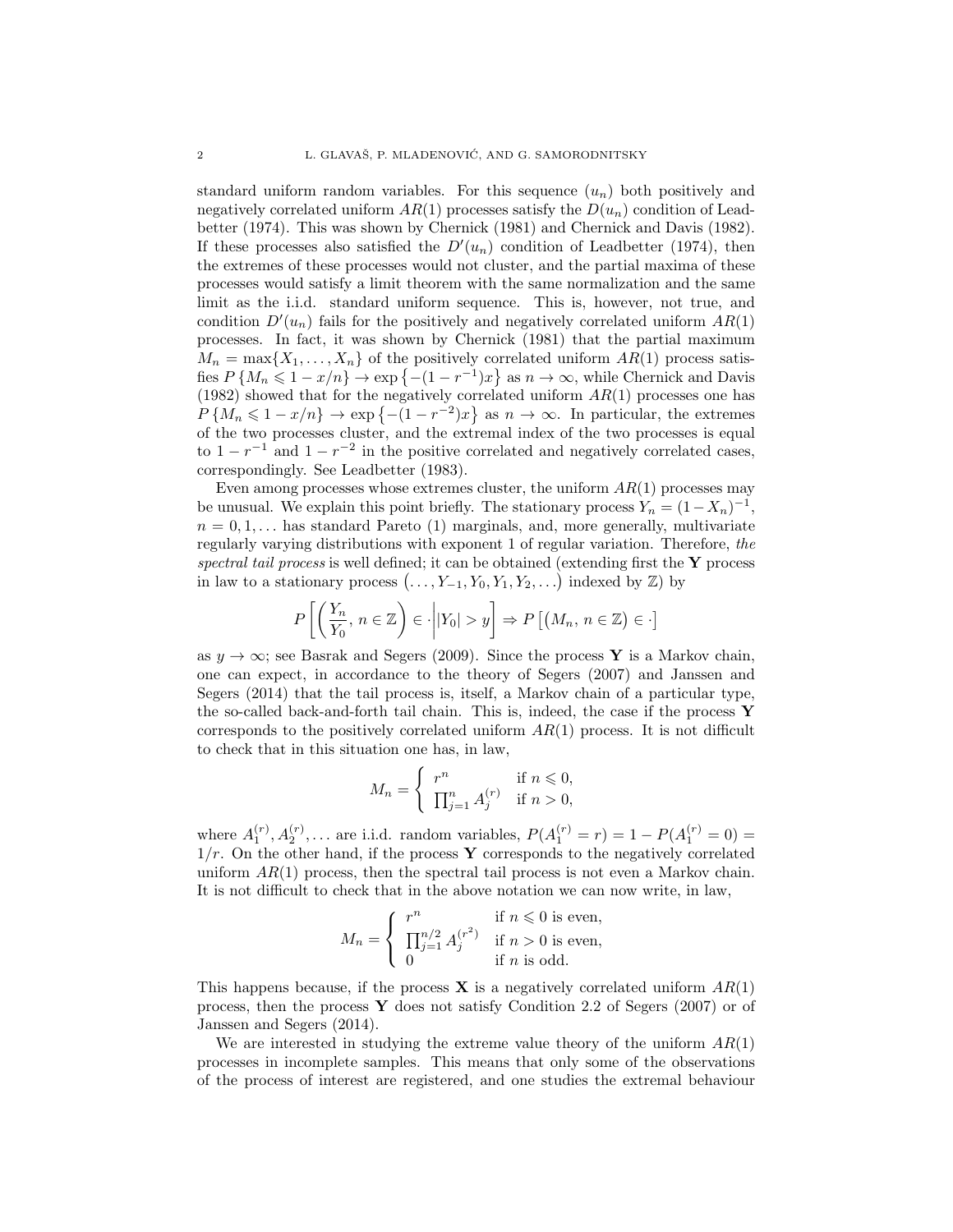standard uniform random variables. For this sequence $(u_n)$ both positively and negatively correlated uniform $AR(1)$ processes satisfy the $D(u_n)$ condition of Leadbetter (1974). This was shown by Chernick (1981) and Chernick and Davis (1982). If these processes also satisfied the $D'(u_n)$ condition of Leadbetter (1974), then the extremes of these processes would not cluster, and the partial maxima of these processes would satisfy a limit theorem with the same normalization and the same limit as the i.i.d. standard uniform sequence. This is, however, not true, and condition $D'(u_n)$ fails for the positively and negatively correlated uniform $AR(1)$ processes. In fact, it was shown by Chernick (1981) that the partial maximum $M_n = \max\{X_1, \ldots, X_n\}$ of the positively correlated uniform $AR(1)$ process satisfies $P\{M_n \leqslant 1 - x/n\} \to \exp\{-(1-r^{-1})x\}$ as $n \to \infty$, while Chernick and Davis (1982) showed that for the negatively correlated uniform $AR(1)$ processes one has $P\{M_n \leqslant 1 - x/n\} \to \exp\{-(1-r^{-2})x\}$ as $n \to \infty$. In particular, the extremes of the two processes cluster, and the extremal index of the two processes is equal to $1 - r^{-1}$ and $1 - r^{-2}$ in the positive correlated and negatively correlated cases, correspondingly. See Leadbetter (1983).

Even among processes whose extremes cluster, the uniform $AR(1)$ processes may be unusual. We explain this point briefly. The stationary process $Y_n = (1 - X_n)^{-1}$, $n = 0, 1, \ldots$ has standard Pareto (1) marginals, and, more generally, multivariate regularly varying distributions with exponent 1 of regular variation. Therefore, *the spectral tail process* is well defined; it can be obtained (extending first the $\mathbf{Y}$ process in law to a stationary process $(\ldots, Y_{-1}, Y_0, Y_1, Y_2, \ldots)$ indexed by $\mathbb{Z}$) by

$$P\left[\left(\frac{Y_n}{Y_0},\, n \in \mathbb{Z}\right) \in \cdot \,\middle|\, |Y_0| > y\right] \Rightarrow P\left[\left(M_n,\, n \in \mathbb{Z}\right) \in \cdot\right]$$

as $y \to \infty$; see Basrak and Segers (2009). Since the process $\mathbf{Y}$ is a Markov chain, one can expect, in accordance to the theory of Segers (2007) and Janssen and Segers (2014) that the tail process is, itself, a Markov chain of a particular type, the so-called back-and-forth tail chain. This is, indeed, the case if the process $\mathbf{Y}$ corresponds to the positively correlated uniform $AR(1)$ process. It is not difficult to check that in this situation one has, in law,

$$M_n = \begin{cases} r^n & \text{if } n \leqslant 0, \\ \prod_{j=1}^{n} A_j^{(r)} & \text{if } n > 0, \end{cases}$$

where $A_1^{(r)}, A_2^{(r)}, \ldots$ are i.i.d. random variables, $P(A_1^{(r)} = r) = 1 - P(A_1^{(r)} = 0) = 1/r$. On the other hand, if the process $\mathbf{Y}$ corresponds to the negatively correlated uniform $AR(1)$ process, then the spectral tail process is not even a Markov chain. It is not difficult to check that in the above notation we can now write, in law,

$$M_n = \begin{cases} r^n & \text{if } n \leqslant 0 \text{ is even}, \\ \prod_{j=1}^{n/2} A_j^{(r^2)} & \text{if } n > 0 \text{ is even}, \\ 0 & \text{if } n \text{ is odd}. \end{cases}$$

This happens because, if the process $\mathbf{X}$ is a negatively correlated uniform $AR(1)$ process, then the process $\mathbf{Y}$ does not satisfy Condition 2.2 of Segers (2007) or of Janssen and Segers (2014).

We are interested in studying the extreme value theory of the uniform $AR(1)$ processes in incomplete samples. This means that only some of the observations of the process of interest are registered, and one studies the extremal behaviour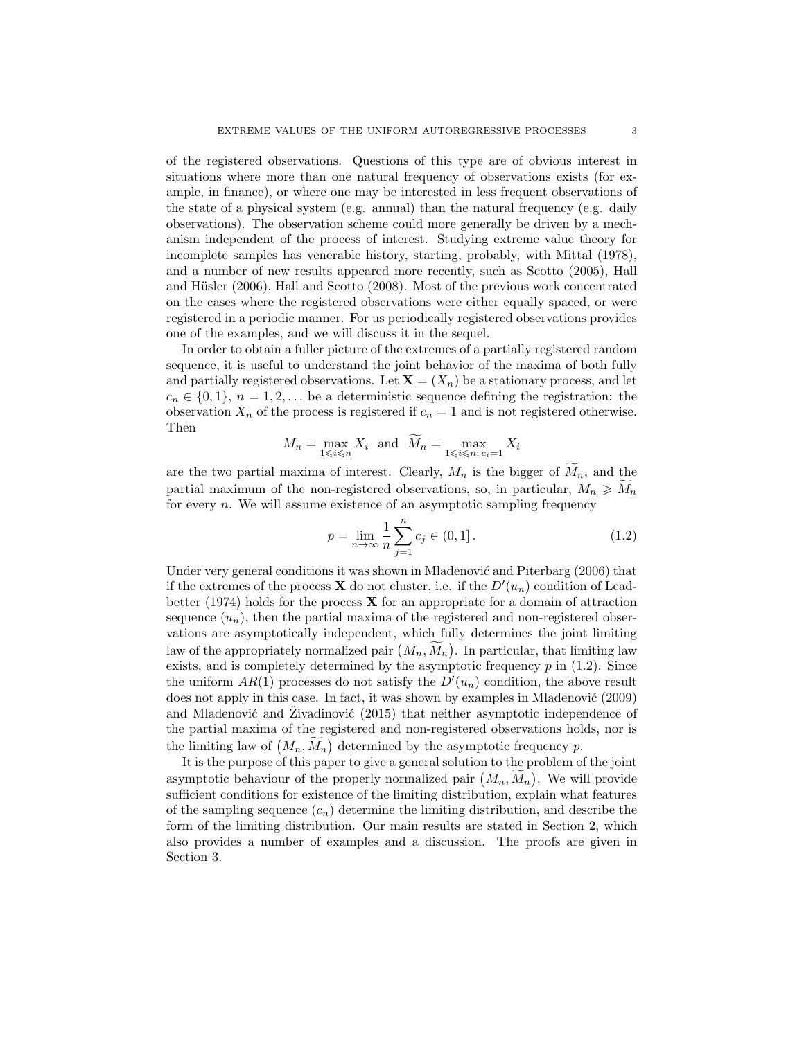of the registered observations. Questions of this type are of obvious interest in situations where more than one natural frequency of observations exists (for example, in finance), or where one may be interested in less frequent observations of the state of a physical system (e.g. annual) than the natural frequency (e.g. daily observations). The observation scheme could more generally be driven by a mechanism independent of the process of interest. Studying extreme value theory for incomplete samples has venerable history, starting, probably, with Mittal (1978), and a number of new results appeared more recently, such as Scotto (2005), Hall and Hüsler (2006), Hall and Scotto (2008). Most of the previous work concentrated on the cases where the registered observations were either equally spaced, or were registered in a periodic manner. For us periodically registered observations provides one of the examples, and we will discuss it in the sequel.

In order to obtain a fuller picture of the extremes of a partially registered random sequence, it is useful to understand the joint behavior of the maxima of both fully and partially registered observations. Let $\mathbf{X} = (X_n)$ be a stationary process, and let $c_n \in \{0, 1\}$, $n = 1, 2, \ldots$ be a deterministic sequence defining the registration: the observation $X_n$ of the process is registered if $c_n = 1$ and is not registered otherwise. Then

$$M_n = \max_{1 \leqslant i \leqslant n} X_i \quad \text{and} \quad \widetilde{M}_n = \max_{1 \leqslant i \leqslant n:\, c_i = 1} X_i$$

are the two partial maxima of interest. Clearly, $M_n$ is the bigger of $\widetilde{M}_n$, and the partial maximum of the non-registered observations, so, in particular, $M_n \geqslant \widetilde{M}_n$ for every $n$. We will assume existence of an asymptotic sampling frequency

$$p = \lim_{n \to \infty} \frac{1}{n} \sum_{j=1}^{n} c_j \in (0, 1]\,. \tag{1.2}$$

Under very general conditions it was shown in Mladenović and Piterbarg (2006) that if the extremes of the process $\mathbf{X}$ do not cluster, i.e. if the $D'(u_n)$ condition of Leadbetter (1974) holds for the process $\mathbf{X}$ for an appropriate for a domain of attraction sequence $(u_n)$, then the partial maxima of the registered and non-registered observations are asymptotically independent, which fully determines the joint limiting law of the appropriately normalized pair $\big(M_n, \widetilde{M}_n\big)$. In particular, that limiting law exists, and is completely determined by the asymptotic frequency $p$ in (1.2). Since the uniform $AR(1)$ processes do not satisfy the $D'(u_n)$ condition, the above result does not apply in this case. In fact, it was shown by examples in Mladenović (2009) and Mladenović and Živadinović (2015) that neither asymptotic independence of the partial maxima of the registered and non-registered observations holds, nor is the limiting law of $\big(M_n, \widetilde{M}_n\big)$ determined by the asymptotic frequency $p$.

It is the purpose of this paper to give a general solution to the problem of the joint asymptotic behaviour of the properly normalized pair $\big(M_n, \widetilde{M}_n\big)$. We will provide sufficient conditions for existence of the limiting distribution, explain what features of the sampling sequence $(c_n)$ determine the limiting distribution, and describe the form of the limiting distribution. Our main results are stated in Section 2, which also provides a number of examples and a discussion. The proofs are given in Section 3.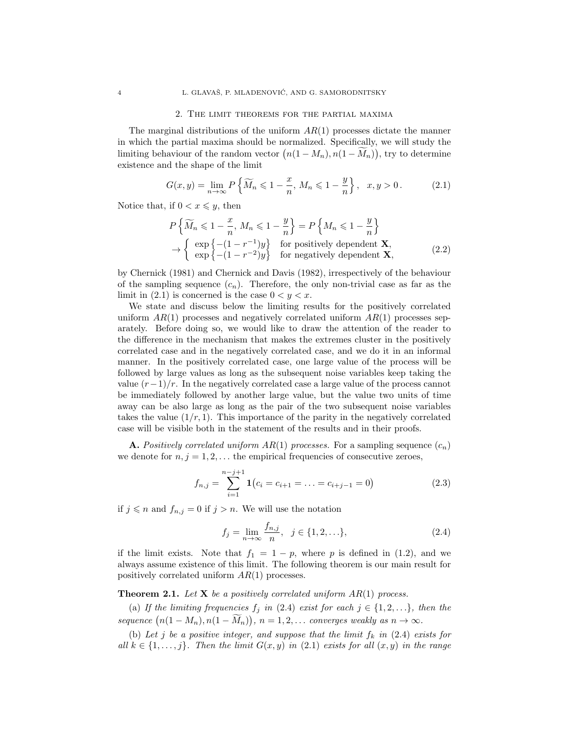## 2. The limit theorems for the partial maxima

The marginal distributions of the uniform $AR(1)$ processes dictate the manner in which the partial maxima should be normalized. Specifically, we will study the limiting behaviour of the random vector $\big(n(1-M_n), n(1-\widetilde{M}_n)\big)$, try to determine existence and the shape of the limit

$$G(x,y) = \lim_{n\to\infty} P\left\{\widetilde{M}_n \leqslant 1-\frac{x}{n},\, M_n \leqslant 1-\frac{y}{n}\right\}, \quad x,y>0\,. \tag{2.1}$$

Notice that, if $0<x\leqslant y$, then

$$\begin{aligned} &P\left\{\widetilde{M}_n \leqslant 1-\frac{x}{n},\, M_n \leqslant 1-\frac{y}{n}\right\} = P\left\{M_n \leqslant 1-\frac{y}{n}\right\} \\ &\to \begin{cases} \exp\left\{-(1-r^{-1})y\right\} & \text{for positively dependent } \mathbf{X}, \\ \exp\left\{-(1-r^{-2})y\right\} & \text{for negatively dependent } \mathbf{X}, \end{cases} \end{aligned} \tag{2.2}$$

by Chernick (1981) and Chernick and Davis (1982), irrespectively of the behaviour of the sampling sequence $(c_n)$. Therefore, the only non-trivial case as far as the limit in (2.1) is concerned is the case $0<y<x$.

We state and discuss below the limiting results for the positively correlated uniform $AR(1)$ processes and negatively correlated uniform $AR(1)$ processes separately. Before doing so, we would like to draw the attention of the reader to the difference in the mechanism that makes the extremes cluster in the positively correlated case and in the negatively correlated case, and we do it in an informal manner. In the positively correlated case, one large value of the process will be followed by large values as long as the subsequent noise variables keep taking the value $(r-1)/r$. In the negatively correlated case a large value of the process cannot be immediately followed by another large value, but the value two units of time away can be also large as long as the pair of the two subsequent noise variables takes the value $(1/r, 1)$. This importance of the parity in the negatively correlated case will be visible both in the statement of the results and in their proofs.

**A.** *Positively correlated uniform $AR(1)$ processes.* For a sampling sequence $(c_n)$ we denote for $n, j = 1, 2, \ldots$ the empirical frequencies of consecutive zeroes,

$$f_{n,j} = \sum_{i=1}^{n-j+1} \mathbf{1}\big(c_i = c_{i+1} = \ldots = c_{i+j-1} = 0\big) \tag{2.3}$$

if $j \leqslant n$ and $f_{n,j}=0$ if $j>n$. We will use the notation

$$f_j = \lim_{n\to\infty} \frac{f_{n,j}}{n}, \quad j\in\{1,2,\ldots\}, \tag{2.4}$$

if the limit exists. Note that $f_1 = 1-p$, where $p$ is defined in (1.2), and we always assume existence of this limit. The following theorem is our main result for positively correlated uniform $AR(1)$ processes.

**Theorem 2.1.** *Let $\mathbf{X}$ be a positively correlated uniform $AR(1)$ process.*

(a) *If the limiting frequencies $f_j$ in (2.4) exist for each $j\in\{1,2,\ldots\}$, then the sequence $\big(n(1-M_n), n(1-\widetilde{M}_n)\big)$, $n=1,2,\ldots$ converges weakly as $n\to\infty$.*

(b) *Let $j$ be a positive integer, and suppose that the limit $f_k$ in (2.4) exists for all $k\in\{1,\ldots,j\}$. Then the limit $G(x,y)$ in (2.1) exists for all $(x,y)$ in the range*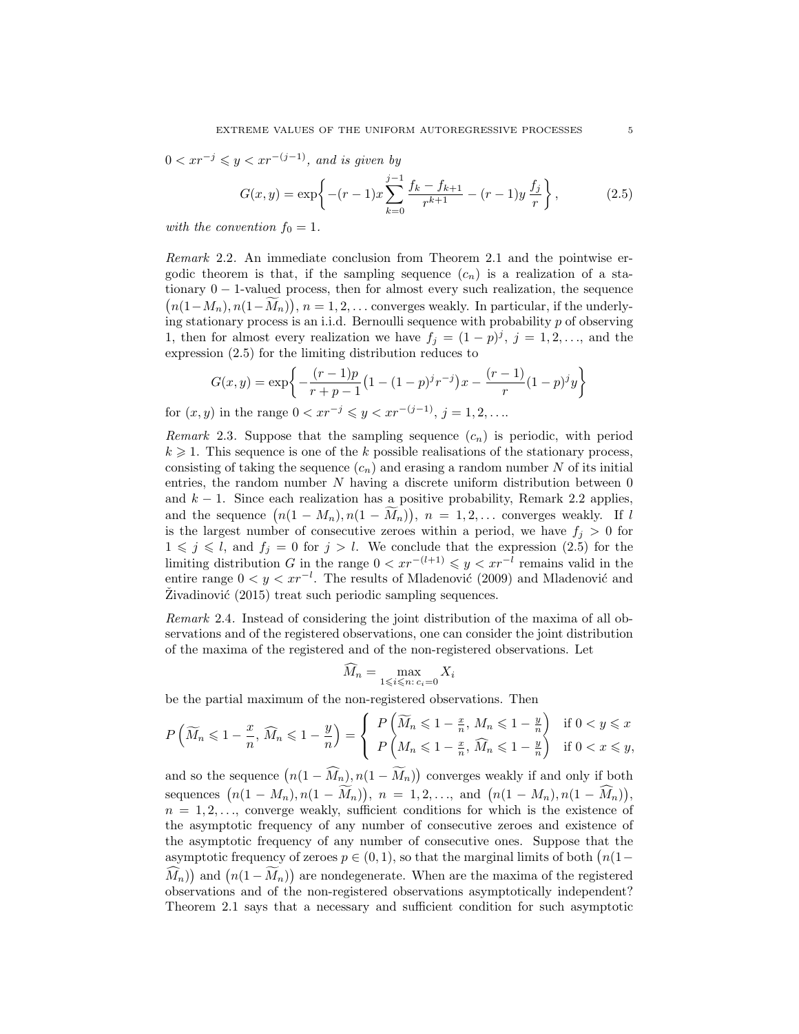$0 < xr^{-j} \leqslant y < xr^{-(j-1)}$, *and is given by*

$$G(x,y) = \exp\left\{ -(r-1)x \sum_{k=0}^{j-1} \frac{f_k - f_{k+1}}{r^{k+1}} - (r-1)y\,\frac{f_j}{r} \right\}, \tag{2.5}$$

*with the convention* $f_0 = 1$.

*Remark* 2.2. An immediate conclusion from Theorem 2.1 and the pointwise ergodic theorem is that, if the sampling sequence $(c_n)$ is a realization of a stationary $0-1$-valued process, then for almost every such realization, the sequence $\big(n(1-M_n), n(1-\widetilde{M}_n)\big)$, $n = 1, 2, \ldots$ converges weakly. In particular, if the underlying stationary process is an i.i.d. Bernoulli sequence with probability $p$ of observing 1, then for almost every realization we have $f_j = (1-p)^j$, $j = 1, 2, \ldots$, and the expression (2.5) for the limiting distribution reduces to

$$G(x,y) = \exp\left\{ -\frac{(r-1)p}{r+p-1}\big(1-(1-p)^j r^{-j}\big)x - \frac{(r-1)}{r}(1-p)^j y \right\}$$

for $(x,y)$ in the range $0 < xr^{-j} \leqslant y < xr^{-(j-1)}$, $j = 1, 2, \ldots$.

*Remark* 2.3. Suppose that the sampling sequence $(c_n)$ is periodic, with period $k \geqslant 1$. This sequence is one of the $k$ possible realisations of the stationary process, consisting of taking the sequence $(c_n)$ and erasing a random number $N$ of its initial entries, the random number $N$ having a discrete uniform distribution between 0 and $k-1$. Since each realization has a positive probability, Remark 2.2 applies, and the sequence $\big(n(1-M_n), n(1-\widetilde{M}_n)\big)$, $n = 1, 2, \ldots$ converges weakly. If $l$ is the largest number of consecutive zeroes within a period, we have $f_j > 0$ for $1 \leqslant j \leqslant l$, and $f_j = 0$ for $j > l$. We conclude that the expression (2.5) for the limiting distribution $G$ in the range $0 < xr^{-(l+1)} \leqslant y < xr^{-l}$ remains valid in the entire range $0 < y < xr^{-l}$. The results of Mladenović (2009) and Mladenović and Živadinović (2015) treat such periodic sampling sequences.

*Remark* 2.4. Instead of considering the joint distribution of the maxima of all observations and of the registered observations, one can consider the joint distribution of the maxima of the registered and of the non-registered observations. Let

$$\widehat{M}_n = \max_{1 \leqslant i \leqslant n:\, c_i = 0} X_i$$

be the partial maximum of the non-registered observations. Then

$$P\left(\widetilde{M}_n \leqslant 1 - \frac{x}{n},\, \widehat{M}_n \leqslant 1 - \frac{y}{n}\right) = \begin{cases} P\left(\widetilde{M}_n \leqslant 1 - \frac{x}{n},\, M_n \leqslant 1 - \frac{y}{n}\right) & \text{if } 0 < y \leqslant x \\ P\left(M_n \leqslant 1 - \frac{x}{n},\, \widehat{M}_n \leqslant 1 - \frac{y}{n}\right) & \text{if } 0 < x \leqslant y, \end{cases}$$

and so the sequence $\big(n(1-\widehat{M}_n), n(1-\widetilde{M}_n)\big)$ converges weakly if and only if both sequences $\big(n(1-M_n), n(1-\widetilde{M}_n)\big)$, $n = 1, 2, \ldots$, and $\big(n(1-M_n), n(1-\widehat{M}_n)\big)$, $n = 1, 2, \ldots$, converge weakly, sufficient conditions for which is the existence of the asymptotic frequency of any number of consecutive zeroes and existence of the asymptotic frequency of any number of consecutive ones. Suppose that the asymptotic frequency of zeroes $p \in (0,1)$, so that the marginal limits of both $\big(n(1-\widehat{M}_n)\big)$ and $\big(n(1-\widetilde{M}_n)\big)$ are nondegenerate. When are the maxima of the registered observations and of the non-registered observations asymptotically independent? Theorem 2.1 says that a necessary and sufficient condition for such asymptotic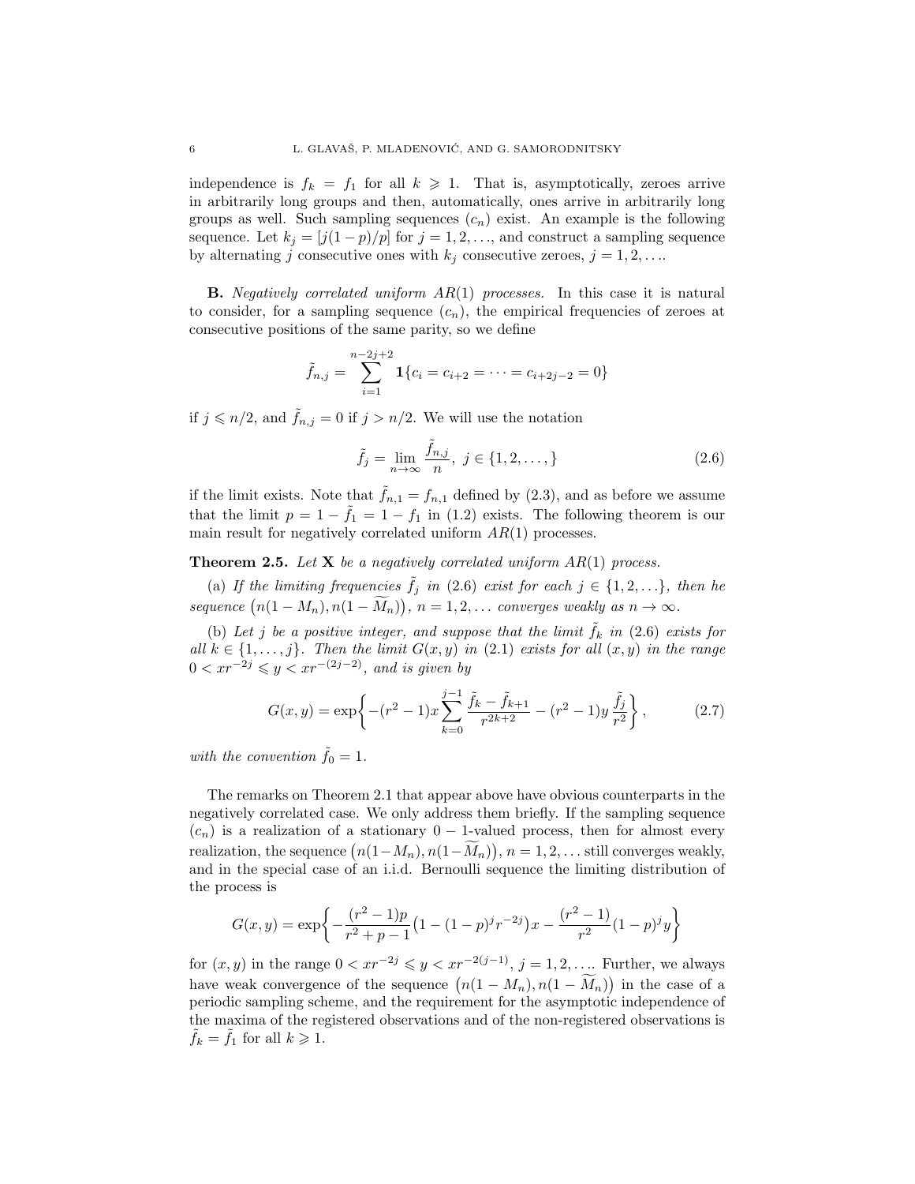independence is $f_k = f_1$ for all $k \geqslant 1$. That is, asymptotically, zeroes arrive in arbitrarily long groups and then, automatically, ones arrive in arbitrarily long groups as well. Such sampling sequences $(c_n)$ exist. An example is the following sequence. Let $k_j = [j(1-p)/p]$ for $j = 1, 2, \ldots$, and construct a sampling sequence by alternating $j$ consecutive ones with $k_j$ consecutive zeroes, $j = 1, 2, \ldots$.

**B.** *Negatively correlated uniform $AR(1)$ processes.* In this case it is natural to consider, for a sampling sequence $(c_n)$, the empirical frequencies of zeroes at consecutive positions of the same parity, so we define

$$\tilde{f}_{n,j} = \sum_{i=1}^{n-2j+2} \mathbf{1}\{c_i = c_{i+2} = \cdots = c_{i+2j-2} = 0\}$$

if $j \leqslant n/2$, and $\tilde{f}_{n,j} = 0$ if $j > n/2$. We will use the notation

$$\tilde{f}_j = \lim_{n\to\infty} \frac{\tilde{f}_{n,j}}{n}, \; j \in \{1, 2, \ldots, \} \tag{2.6}$$

if the limit exists. Note that $\tilde{f}_{n,1} = f_{n,1}$ defined by (2.3), and as before we assume that the limit $p = 1 - \tilde{f}_1 = 1 - f_1$ in (1.2) exists. The following theorem is our main result for negatively correlated uniform $AR(1)$ processes.

**Theorem 2.5.** *Let $\mathbf{X}$ be a negatively correlated uniform $AR(1)$ process.*

(a) *If the limiting frequencies $\tilde{f}_j$ in (2.6) exist for each $j \in \{1, 2, \ldots\}$, then he sequence $\big(n(1 - M_n), n(1 - \widetilde{M}_n)\big)$, $n = 1, 2, \ldots$ converges weakly as $n \to \infty$.*

(b) *Let $j$ be a positive integer, and suppose that the limit $\tilde{f}_k$ in (2.6) exists for all $k \in \{1, \ldots, j\}$. Then the limit $G(x, y)$ in (2.1) exists for all $(x, y)$ in the range $0 < xr^{-2j} \leqslant y < xr^{-(2j-2)}$, and is given by*

$$G(x, y) = \exp\left\{-(r^2 - 1)x \sum_{k=0}^{j-1} \frac{\tilde{f}_k - \tilde{f}_{k+1}}{r^{2k+2}} - (r^2 - 1)y\, \frac{\tilde{f}_j}{r^2}\right\}, \tag{2.7}$$

*with the convention $\tilde{f}_0 = 1$.*

The remarks on Theorem 2.1 that appear above have obvious counterparts in the negatively correlated case. We only address them briefly. If the sampling sequence $(c_n)$ is a realization of a stationary $0-1$-valued process, then for almost every realization, the sequence $\big(n(1 - M_n), n(1 - \widetilde{M}_n)\big)$, $n = 1, 2, \ldots$ still converges weakly, and in the special case of an i.i.d. Bernoulli sequence the limiting distribution of the process is

$$G(x, y) = \exp\left\{-\frac{(r^2 - 1)p}{r^2 + p - 1}\big(1 - (1-p)^j r^{-2j}\big)x - \frac{(r^2 - 1)}{r^2}(1-p)^j y\right\}$$

for $(x, y)$ in the range $0 < xr^{-2j} \leqslant y < xr^{-2(j-1)}$, $j = 1, 2, \ldots$. Further, we always have weak convergence of the sequence $\big(n(1 - M_n), n(1 - \widetilde{M}_n)\big)$ in the case of a periodic sampling scheme, and the requirement for the asymptotic independence of the maxima of the registered observations and of the non-registered observations is $\tilde{f}_k = \tilde{f}_1$ for all $k \geqslant 1$.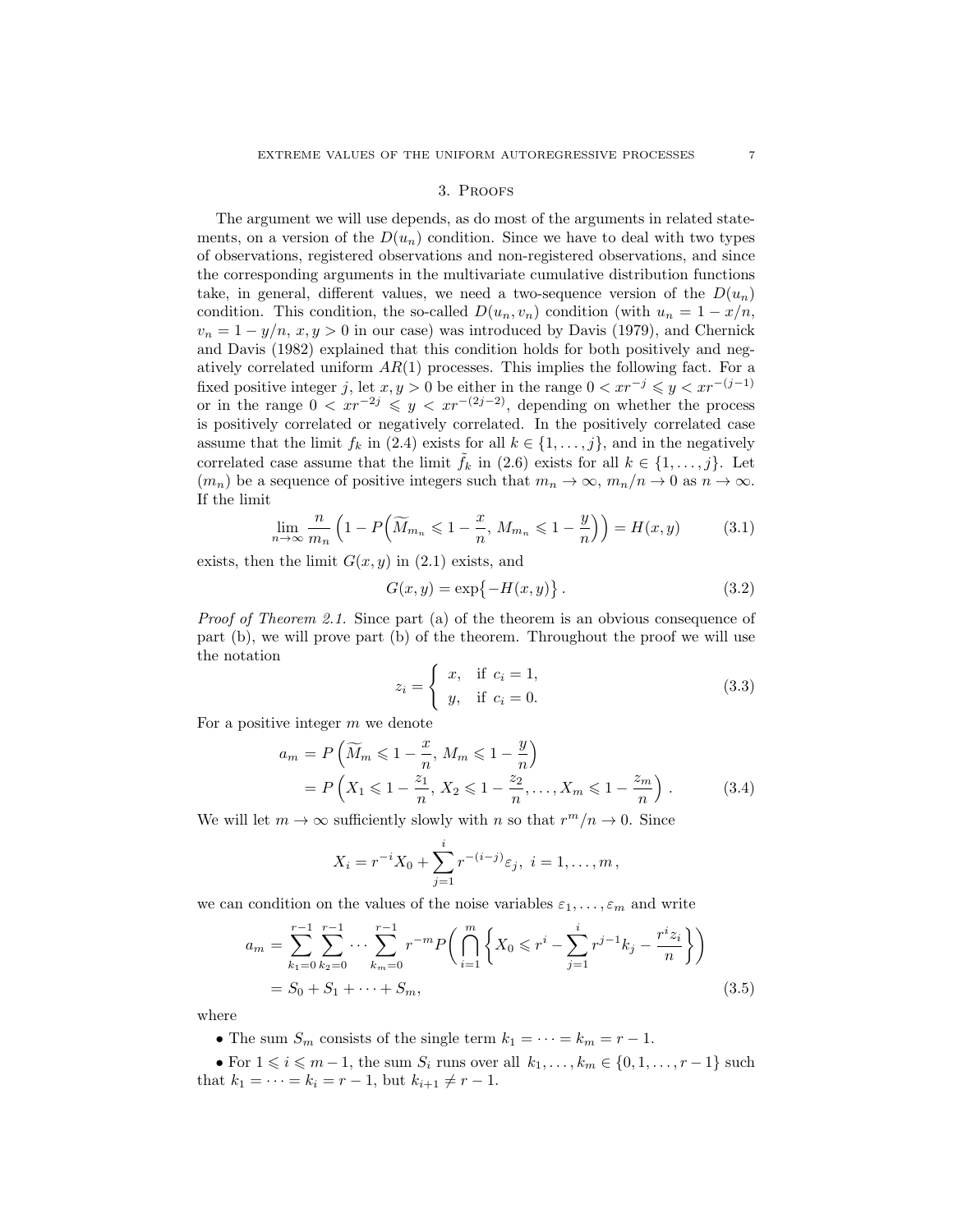## 3. Proofs

The argument we will use depends, as do most of the arguments in related statements, on a version of the $D(u_n)$ condition. Since we have to deal with two types of observations, registered observations and non-registered observations, and since the corresponding arguments in the multivariate cumulative distribution functions take, in general, different values, we need a two-sequence version of the $D(u_n)$ condition. This condition, the so-called $D(u_n, v_n)$ condition (with $u_n = 1 - x/n$, $v_n = 1 - y/n$, $x, y > 0$ in our case) was introduced by Davis (1979), and Chernick and Davis (1982) explained that this condition holds for both positively and negatively correlated uniform $AR(1)$ processes. This implies the following fact. For a fixed positive integer $j$, let $x, y > 0$ be either in the range $0 < xr^{-j} \leqslant y < xr^{-(j-1)}$ or in the range $0 < xr^{-2j} \leqslant y < xr^{-(2j-2)}$, depending on whether the process is positively correlated or negatively correlated. In the positively correlated case assume that the limit $f_k$ in (2.4) exists for all $k \in \{1, \ldots, j\}$, and in the negatively correlated case assume that the limit $\tilde{f}_k$ in (2.6) exists for all $k \in \{1, \ldots, j\}$. Let $(m_n)$ be a sequence of positive integers such that $m_n \to \infty$, $m_n/n \to 0$ as $n \to \infty$. If the limit

$$\lim_{n\to\infty} \frac{n}{m_n} \Big(1 - P\Big(\widetilde{M}_{m_n} \leqslant 1 - \frac{x}{n},\, M_{m_n} \leqslant 1 - \frac{y}{n}\Big)\Big) = H(x, y) \tag{3.1}$$

exists, then the limit $G(x, y)$ in (2.1) exists, and

$$G(x, y) = \exp\big\{-H(x, y)\big\}\,. \tag{3.2}$$

*Proof of Theorem 2.1.* Since part (a) of the theorem is an obvious consequence of part (b), we will prove part (b) of the theorem. Throughout the proof we will use the notation

$$z_i = \begin{cases} x, & \text{if } c_i = 1, \\ y, & \text{if } c_i = 0. \end{cases} \tag{3.3}$$

For a positive integer $m$ we denote

$$\begin{aligned} a_m &= P\left(\widetilde{M}_m \leqslant 1 - \frac{x}{n},\, M_m \leqslant 1 - \frac{y}{n}\right) \\ &= P\left(X_1 \leqslant 1 - \frac{z_1}{n},\, X_2 \leqslant 1 - \frac{z_2}{n}, \ldots, X_m \leqslant 1 - \frac{z_m}{n}\right)\,. \end{aligned} \tag{3.4}$$

We will let $m \to \infty$ sufficiently slowly with $n$ so that $r^m/n \to 0$. Since

$$X_i = r^{-i}X_0 + \sum_{j=1}^{i} r^{-(i-j)}\varepsilon_j,\ i = 1, \ldots, m\,,$$

we can condition on the values of the noise variables $\varepsilon_1, \ldots, \varepsilon_m$ and write

$$\begin{aligned} a_m &= \sum_{k_1=0}^{r-1} \sum_{k_2=0}^{r-1} \cdots \sum_{k_m=0}^{r-1} r^{-m} P\bigg(\bigcap_{i=1}^{m} \Big\{X_0 \leqslant r^i - \sum_{j=1}^{i} r^{j-1}k_j - \frac{r^i z_i}{n}\Big\}\bigg) \\ &= S_0 + S_1 + \cdots + S_m, \end{aligned} \tag{3.5}$$

where

- The sum $S_m$ consists of the single term $k_1 = \cdots = k_m = r - 1$.
- For $1 \leqslant i \leqslant m - 1$, the sum $S_i$ runs over all $k_1, \ldots, k_m \in \{0, 1, \ldots, r - 1\}$ such that $k_1 = \cdots = k_i = r - 1$, but $k_{i+1} \neq r - 1$.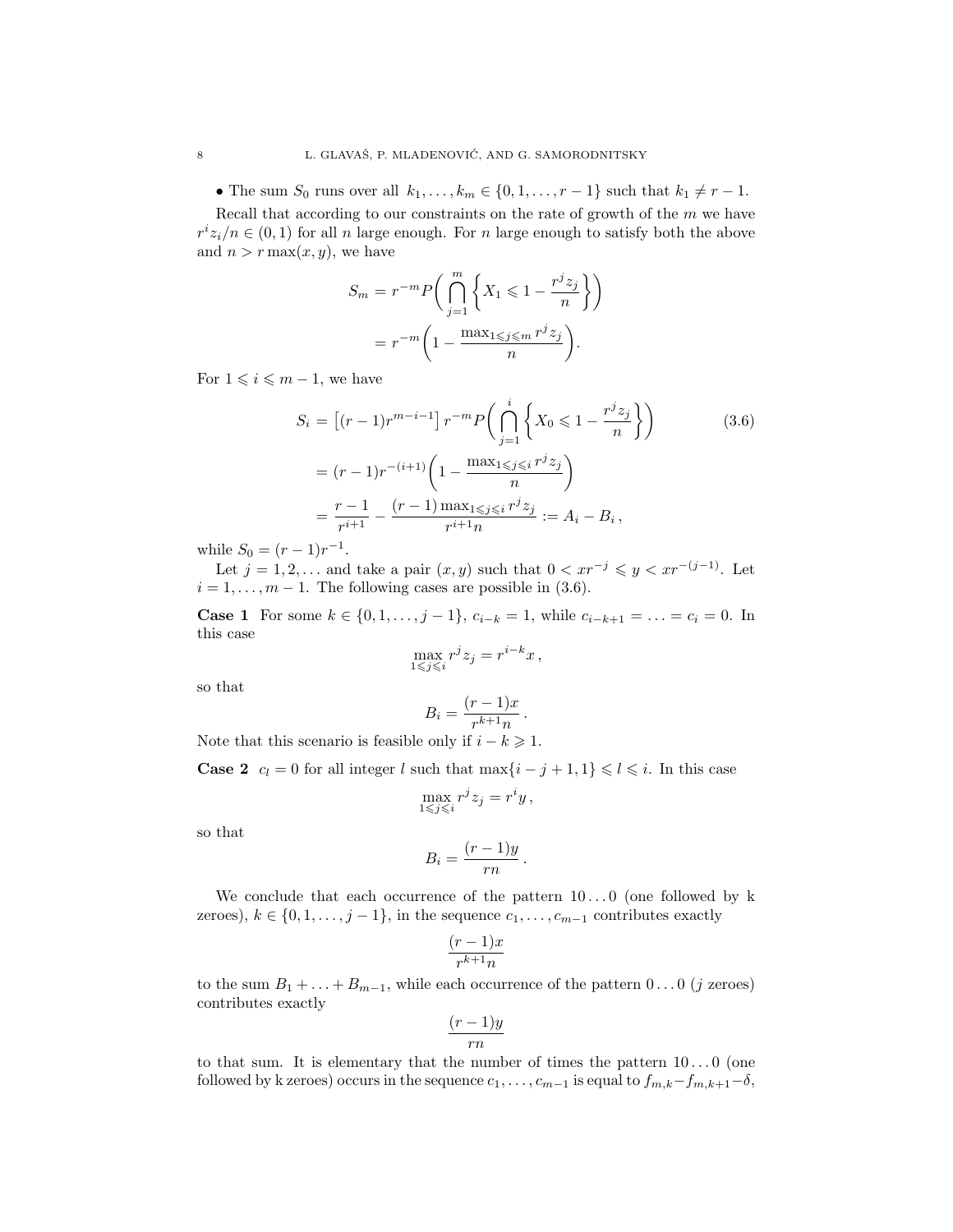• The sum $S_0$ runs over all $k_1, \ldots, k_m \in \{0, 1, \ldots, r-1\}$ such that $k_1 \neq r-1$.

Recall that according to our constraints on the rate of growth of the $m$ we have $r^i z_i/n \in (0,1)$ for all $n$ large enough. For $n$ large enough to satisfy both the above and $n > r \max(x,y)$, we have

$$
\begin{aligned}
S_m &= r^{-m} P\bigg( \bigcap_{j=1}^{m} \bigg\{ X_1 \leqslant 1 - \frac{r^j z_j}{n} \bigg\} \bigg) \\
&= r^{-m} \bigg( 1 - \frac{\max_{1 \leqslant j \leqslant m} r^j z_j}{n} \bigg).
\end{aligned}
$$

For $1 \leqslant i \leqslant m-1$, we have

$$
\begin{aligned}
S_i &= \big[(r-1) r^{m-i-1}\big]\, r^{-m} P\bigg( \bigcap_{j=1}^{i} \bigg\{ X_0 \leqslant 1 - \frac{r^j z_j}{n} \bigg\} \bigg) \qquad (3.6) \\
&= (r-1) r^{-(i+1)} \bigg( 1 - \frac{\max_{1 \leqslant j \leqslant i} r^j z_j}{n} \bigg) \\
&= \frac{r-1}{r^{i+1}} - \frac{(r-1) \max_{1 \leqslant j \leqslant i} r^j z_j}{r^{i+1} n} := A_i - B_i \,,
\end{aligned}
$$

while $S_0 = (r-1) r^{-1}$.

Let $j = 1, 2, \ldots$ and take a pair $(x,y)$ such that $0 < x r^{-j} \leqslant y < x r^{-(j-1)}$. Let $i = 1, \ldots, m-1$. The following cases are possible in (3.6).

**Case 1** For some $k \in \{0, 1, \ldots, j-1\}$, $c_{i-k} = 1$, while $c_{i-k+1} = \ldots = c_i = 0$. In this case

$$
\max_{1 \leqslant j \leqslant i} r^j z_j = r^{i-k} x \,,
$$

so that

$$
B_i = \frac{(r-1)x}{r^{k+1} n} \,.
$$

Note that this scenario is feasible only if $i - k \geqslant 1$.

**Case 2** $c_l = 0$ for all integer $l$ such that $\max\{i-j+1, 1\} \leqslant l \leqslant i$. In this case

$$
\max_{1 \leqslant j \leqslant i} r^j z_j = r^i y \,,
$$

so that

$$
B_i = \frac{(r-1)y}{rn} \,.
$$

We conclude that each occurrence of the pattern $10\ldots0$ (one followed by k zeroes), $k \in \{0, 1, \ldots, j-1\}$, in the sequence $c_1, \ldots, c_{m-1}$ contributes exactly

$$
\frac{(r-1)x}{r^{k+1} n}
$$

to the sum $B_1 + \ldots + B_{m-1}$, while each occurrence of the pattern $0\ldots0$ ($j$ zeroes) contributes exactly

$$
\frac{(r-1)y}{rn}
$$

to that sum. It is elementary that the number of times the pattern $10\ldots0$ (one followed by k zeroes) occurs in the sequence $c_1, \ldots, c_{m-1}$ is equal to $f_{m,k} - f_{m,k+1} - \delta$,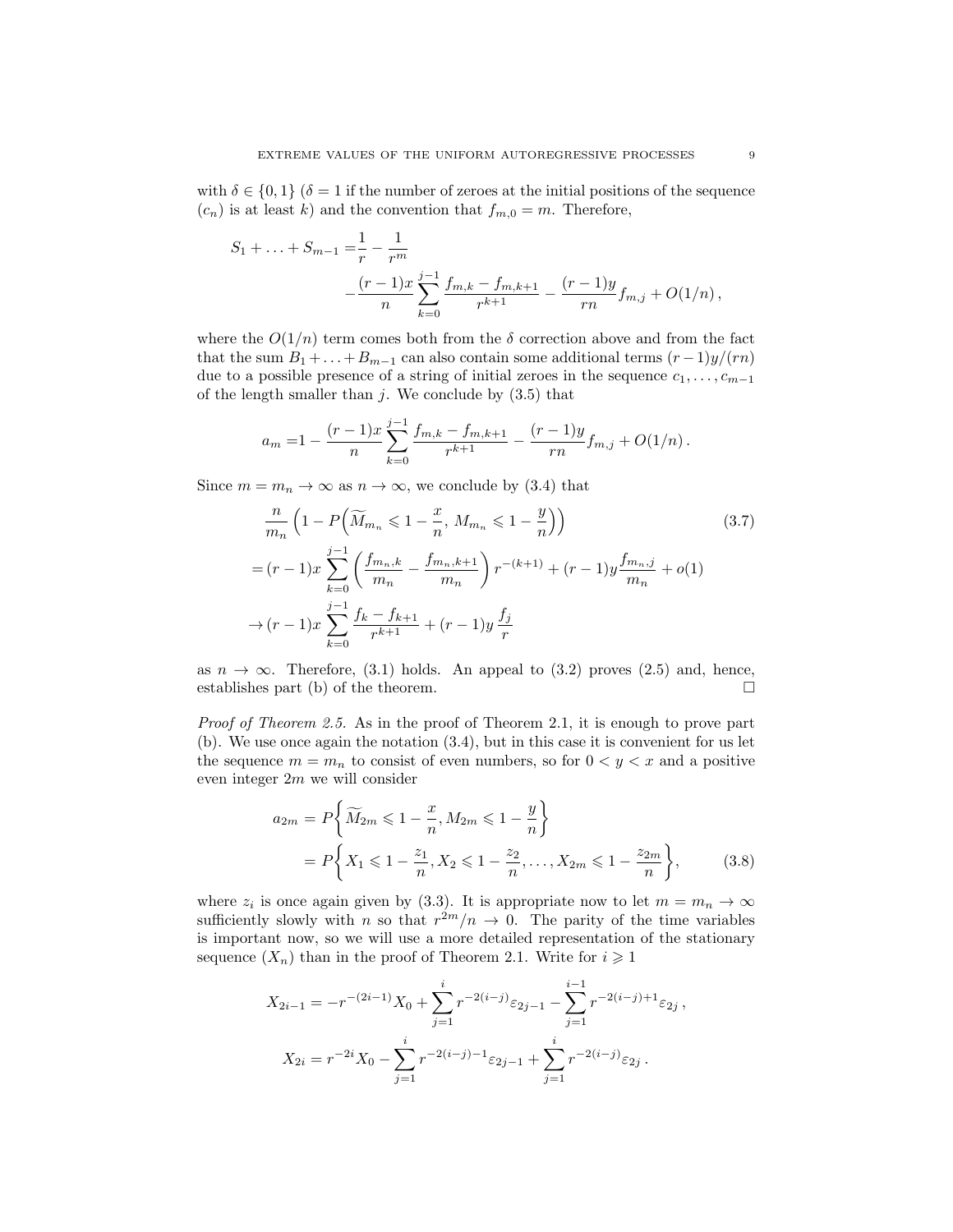with $\delta \in \{0, 1\}$ ($\delta = 1$ if the number of zeroes at the initial positions of the sequence $(c_n)$ is at least $k$) and the convention that $f_{m,0} = m$. Therefore,

$$
\begin{aligned}
S_1 + \ldots + S_{m-1} =& \frac{1}{r} - \frac{1}{r^m} \\
& - \frac{(r-1)x}{n} \sum_{k=0}^{j-1} \frac{f_{m,k} - f_{m,k+1}}{r^{k+1}} - \frac{(r-1)y}{rn} f_{m,j} + O(1/n)\,,
\end{aligned}
$$

where the $O(1/n)$ term comes both from the $\delta$ correction above and from the fact that the sum $B_1 + \ldots + B_{m-1}$ can also contain some additional terms $(r-1)y/(rn)$ due to a possible presence of a string of initial zeroes in the sequence $c_1, \ldots, c_{m-1}$ of the length smaller than $j$. We conclude by (3.5) that

$$
a_m = 1 - \frac{(r-1)x}{n} \sum_{k=0}^{j-1} \frac{f_{m,k} - f_{m,k+1}}{r^{k+1}} - \frac{(r-1)y}{rn} f_{m,j} + O(1/n)\,.
$$

Since $m = m_n \to \infty$ as $n \to \infty$, we conclude by (3.4) that

$$
\begin{aligned}
& \frac{n}{m_n} \Big( 1 - P\Big( \widetilde{M}_{m_n} \leqslant 1 - \frac{x}{n},\, M_{m_n} \leqslant 1 - \frac{y}{n} \Big) \Big) \qquad (3.7) \\
=& (r-1)x \sum_{k=0}^{j-1} \left( \frac{f_{m_n,k}}{m_n} - \frac{f_{m_n,k+1}}{m_n} \right) r^{-(k+1)} + (r-1)y \frac{f_{m_n,j}}{m_n} + o(1) \\
\to & (r-1)x \sum_{k=0}^{j-1} \frac{f_k - f_{k+1}}{r^{k+1}} + (r-1)y \, \frac{f_j}{r}
\end{aligned}
$$

as $n \to \infty$. Therefore, (3.1) holds. An appeal to (3.2) proves (2.5) and, hence, establishes part (b) of the theorem. $\square$

*Proof of Theorem 2.5.* As in the proof of Theorem 2.1, it is enough to prove part (b). We use once again the notation (3.4), but in this case it is convenient for us let the sequence $m = m_n$ to consist of even numbers, so for $0 < y < x$ and a positive even integer $2m$ we will consider

$$
\begin{aligned}
a_{2m} &= P\bigg\{ \widetilde{M}_{2m} \leqslant 1 - \frac{x}{n}, M_{2m} \leqslant 1 - \frac{y}{n} \bigg\} \\
&= P\bigg\{ X_1 \leqslant 1 - \frac{z_1}{n}, X_2 \leqslant 1 - \frac{z_2}{n}, \ldots, X_{2m} \leqslant 1 - \frac{z_{2m}}{n} \bigg\}, \qquad (3.8)
\end{aligned}
$$

where $z_i$ is once again given by (3.3). It is appropriate now to let $m = m_n \to \infty$ sufficiently slowly with $n$ so that $r^{2m}/n \to 0$. The parity of the time variables is important now, so we will use a more detailed representation of the stationary sequence $(X_n)$ than in the proof of Theorem 2.1. Write for $i \geqslant 1$

$$
X_{2i-1} = -r^{-(2i-1)} X_0 + \sum_{j=1}^{i} r^{-2(i-j)} \varepsilon_{2j-1} - \sum_{j=1}^{i-1} r^{-2(i-j)+1} \varepsilon_{2j}\,,
$$

$$
X_{2i} = r^{-2i} X_0 - \sum_{j=1}^{i} r^{-2(i-j)-1} \varepsilon_{2j-1} + \sum_{j=1}^{i} r^{-2(i-j)} \varepsilon_{2j}\,.
$$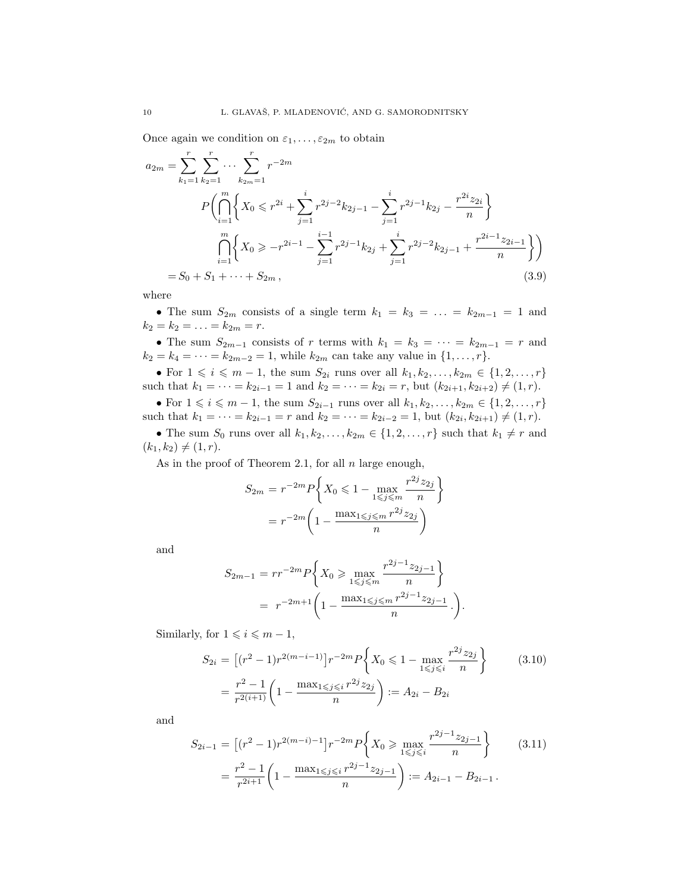Once again we condition on $\varepsilon_1, \dots, \varepsilon_{2m}$ to obtain

$$
\begin{aligned}
a_{2m} = \sum_{k_1=1}^{r} \sum_{k_2=1}^{r} \cdots \sum_{k_{2m}=1}^{r} r^{-2m} \\
P\Bigg( \bigcap_{i=1}^{m} \Bigg\{ X_0 \leqslant r^{2i} + \sum_{j=1}^{i} r^{2j-2} k_{2j-1} - \sum_{j=1}^{i} r^{2j-1} k_{2j} - \frac{r^{2i} z_{2i}}{n} \Bigg\} \\
\bigcap_{i=1}^{m} \Bigg\{ X_0 \geqslant -r^{2i-1} - \sum_{j=1}^{i-1} r^{2j-1} k_{2j} + \sum_{j=1}^{i} r^{2j-2} k_{2j-1} + \frac{r^{2i-1} z_{2i-1}}{n} \Bigg\} \Bigg) \\
= S_0 + S_1 + \cdots + S_{2m} \,, \qquad (3.9)
\end{aligned}
$$

where

- The sum $S_{2m}$ consists of a single term $k_1 = k_3 = \ldots = k_{2m-1} = 1$ and $k_2 = k_2 = \ldots = k_{2m} = r$.
- The sum $S_{2m-1}$ consists of $r$ terms with $k_1 = k_3 = \cdots = k_{2m-1} = r$ and $k_2 = k_4 = \cdots = k_{2m-2} = 1$, while $k_{2m}$ can take any value in $\{1, \dots, r\}$.
- For $1 \leqslant i \leqslant m-1$, the sum $S_{2i}$ runs over all $k_1, k_2, \dots, k_{2m} \in \{1, 2, \dots, r\}$ such that $k_1 = \cdots = k_{2i-1} = 1$ and $k_2 = \cdots = k_{2i} = r$, but $(k_{2i+1}, k_{2i+2}) \neq (1, r)$.
- For $1 \leqslant i \leqslant m-1$, the sum $S_{2i-1}$ runs over all $k_1, k_2, \dots, k_{2m} \in \{1, 2, \dots, r\}$ such that $k_1 = \cdots = k_{2i-1} = r$ and $k_2 = \cdots = k_{2i-2} = 1$, but $(k_{2i}, k_{2i+1}) \neq (1, r)$.
- The sum $S_0$ runs over all $k_1, k_2, \dots, k_{2m} \in \{1, 2, \dots, r\}$ such that $k_1 \neq r$ and $(k_1, k_2) \neq (1, r)$.

As in the proof of Theorem 2.1, for all $n$ large enough,

$$
\begin{aligned}
S_{2m} &= r^{-2m} P\Bigg\{ X_0 \leqslant 1 - \max_{1 \leqslant j \leqslant m} \frac{r^{2j} z_{2j}}{n} \Bigg\} \\
&= r^{-2m} \Bigg( 1 - \frac{\max_{1 \leqslant j \leqslant m} r^{2j} z_{2j}}{n} \Bigg)
\end{aligned}
$$

and

$$
\begin{aligned}
S_{2m-1} &= r r^{-2m} P\Bigg\{ X_0 \geqslant \max_{1 \leqslant j \leqslant m} \frac{r^{2j-1} z_{2j-1}}{n} \Bigg\} \\
&= \ r^{-2m+1} \Bigg( 1 - \frac{\max_{1 \leqslant j \leqslant m} r^{2j-1} z_{2j-1}}{n} . \Bigg).
\end{aligned}
$$

Similarly, for $1 \leqslant i \leqslant m-1$,

$$
\begin{aligned}
S_{2i} &= \big[(r^2-1) r^{2(m-i-1)}\big] r^{-2m} P\Bigg\{ X_0 \leqslant 1 - \max_{1 \leqslant j \leqslant i} \frac{r^{2j} z_{2j}}{n} \Bigg\} \qquad (3.10) \\
&= \frac{r^2-1}{r^{2(i+1)}} \Bigg( 1 - \frac{\max_{1 \leqslant j \leqslant i} r^{2j} z_{2j}}{n} \Bigg) := A_{2i} - B_{2i}
\end{aligned}
$$

and

$$
\begin{aligned}
S_{2i-1} &= \big[(r^2-1) r^{2(m-i)-1}\big] r^{-2m} P\Bigg\{ X_0 \geqslant \max_{1 \leqslant j \leqslant i} \frac{r^{2j-1} z_{2j-1}}{n} \Bigg\} \qquad (3.11) \\
&= \frac{r^2-1}{r^{2i+1}} \Bigg( 1 - \frac{\max_{1 \leqslant j \leqslant i} r^{2j-1} z_{2j-1}}{n} \Bigg) := A_{2i-1} - B_{2i-1} \,.
\end{aligned}
$$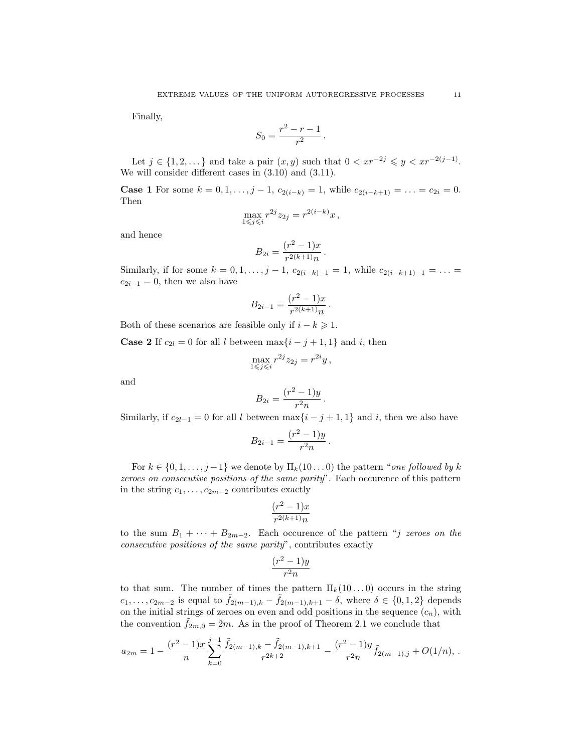Finally,

$$S_0 = \frac{r^2 - r - 1}{r^2}\,.$$

Let $j \in \{1, 2, \dots\}$ and take a pair $(x, y)$ such that $0 < xr^{-2j} \leqslant y < xr^{-2(j-1)}$. We will consider different cases in (3.10) and (3.11).

**Case 1** For some $k = 0, 1, \dots, j-1$, $c_{2(i-k)} = 1$, while $c_{2(i-k+1)} = \dots = c_{2i} = 0$. Then

$$\max_{1 \leqslant j \leqslant i} r^{2j} z_{2j} = r^{2(i-k)} x\,,$$

and hence

$$B_{2i} = \frac{(r^2-1)x}{r^{2(k+1)}n}\,.$$

Similarly, if for some $k = 0, 1, \dots, j-1$, $c_{2(i-k)-1} = 1$, while $c_{2(i-k+1)-1} = \dots = c_{2i-1} = 0$, then we also have

$$B_{2i-1} = \frac{(r^2-1)x}{r^{2(k+1)}n}\,.$$

Both of these scenarios are feasible only if $i - k \geqslant 1$.

**Case 2** If $c_{2l} = 0$ for all $l$ between $\max\{i-j+1, 1\}$ and $i$, then

$$\max_{1 \leqslant j \leqslant i} r^{2j} z_{2j} = r^{2i} y\,,$$

and

$$B_{2i} = \frac{(r^2-1)y}{r^2 n}\,.$$

Similarly, if $c_{2l-1} = 0$ for all $l$ between $\max\{i-j+1, 1\}$ and $i$, then we also have

$$B_{2i-1} = \frac{(r^2-1)y}{r^2 n}\,.$$

For $k \in \{0, 1, \dots, j-1\}$ we denote by $\Pi_k(10\dots0)$ the pattern "*one followed by* $k$ *zeroes on consecutive positions of the same parity*". Each occurence of this pattern in the string $c_1, \dots, c_{2m-2}$ contributes exactly

$$\frac{(r^2-1)x}{r^{2(k+1)}n}$$

to the sum $B_1 + \dots + B_{2m-2}$. Each occurence of the pattern "$j$ *zeroes on the consecutive positions of the same parity*", contributes exactly

$$\frac{(r^2-1)y}{r^2 n}$$

to that sum. The number of times the pattern $\Pi_k(10\dots0)$ occurs in the string $c_1, \dots, c_{2m-2}$ is equal to $\tilde{f}_{2(m-1),k} - \tilde{f}_{2(m-1),k+1} - \delta$, where $\delta \in \{0, 1, 2\}$ depends on the initial strings of zeroes on even and odd positions in the sequence $(c_n)$, with the convention $\tilde{f}_{2m,0} = 2m$. As in the proof of Theorem 2.1 we conclude that

$$a_{2m} = 1 - \frac{(r^2-1)x}{n} \sum_{k=0}^{j-1} \frac{\tilde{f}_{2(m-1),k} - \tilde{f}_{2(m-1),k+1}}{r^{2k+2}} - \frac{(r^2-1)y}{r^2 n} \tilde{f}_{2(m-1),j} + O(1/n),\ .$$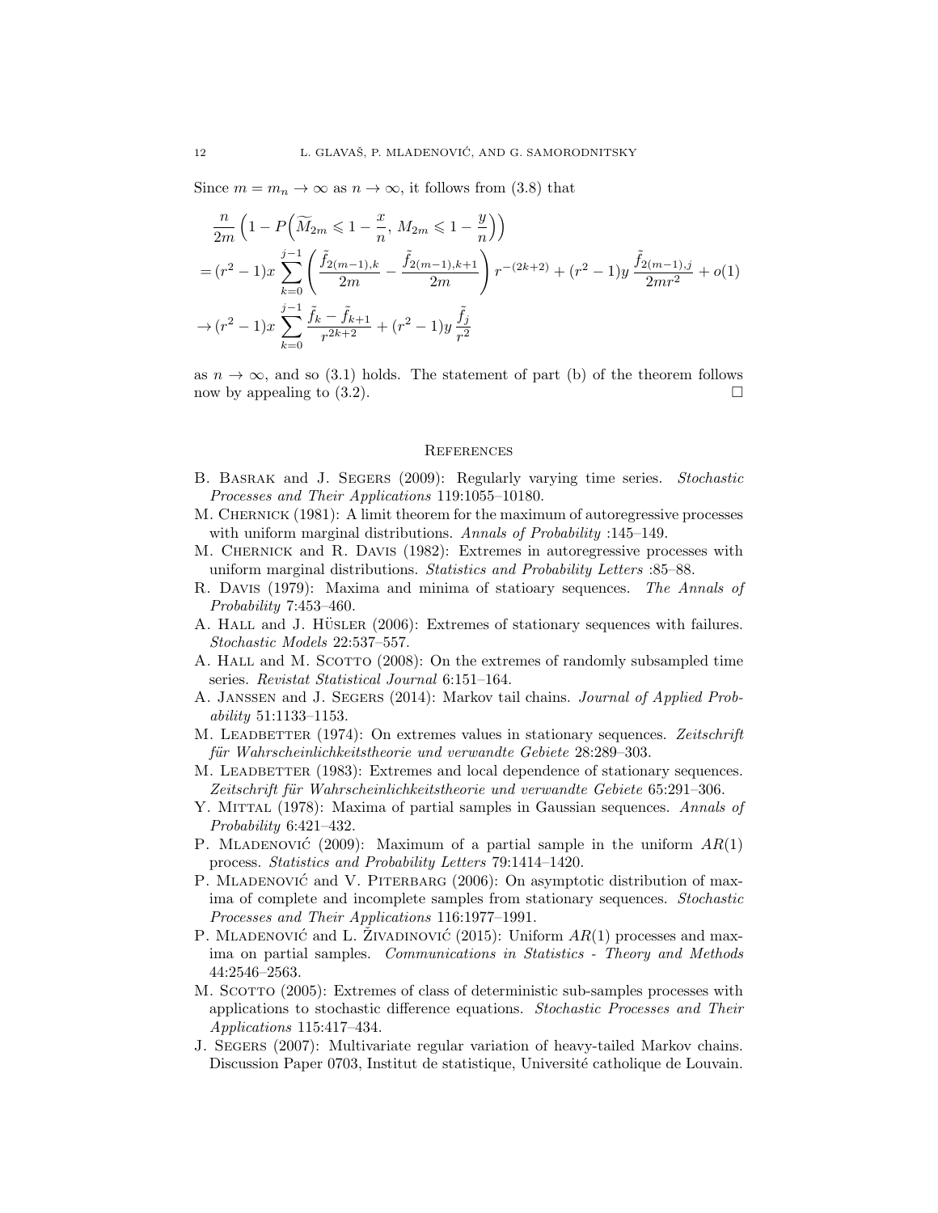Since $m = m_n \to \infty$ as $n \to \infty$, it follows from (3.8) that

$$
\begin{aligned}
&\frac{n}{2m}\left(1 - P\left(\widetilde{M}_{2m} \leqslant 1 - \frac{x}{n},\, M_{2m} \leqslant 1 - \frac{y}{n}\right)\right) \\
&= (r^2-1)x \sum_{k=0}^{j-1} \left( \frac{\tilde{f}_{2(m-1),k}}{2m} - \frac{\tilde{f}_{2(m-1),k+1}}{2m} \right) r^{-(2k+2)} + (r^2-1)y\, \frac{\tilde{f}_{2(m-1),j}}{2mr^2} + o(1) \\
&\to (r^2-1)x \sum_{k=0}^{j-1} \frac{\tilde{f}_k - \tilde{f}_{k+1}}{r^{2k+2}} + (r^2-1)y\, \frac{\tilde{f}_j}{r^2}
\end{aligned}
$$

as $n \to \infty$, and so (3.1) holds. The statement of part (b) of the theorem follows now by appealing to (3.2). □

## References

B. Basrak and J. Segers (2009): Regularly varying time series. *Stochastic Processes and Their Applications* 119:1055–10180.

M. Chernick (1981): A limit theorem for the maximum of autoregressive processes with uniform marginal distributions. *Annals of Probability* :145–149.

M. Chernick and R. Davis (1982): Extremes in autoregressive processes with uniform marginal distributions. *Statistics and Probability Letters* :85–88.

R. Davis (1979): Maxima and minima of statioary sequences. *The Annals of Probability* 7:453–460.

A. Hall and J. Hüsler (2006): Extremes of stationary sequences with failures. *Stochastic Models* 22:537–557.

A. Hall and M. Scotto (2008): On the extremes of randomly subsampled time series. *Revistat Statistical Journal* 6:151–164.

A. Janssen and J. Segers (2014): Markov tail chains. *Journal of Applied Probability* 51:1133–1153.

M. Leadbetter (1974): On extremes values in stationary sequences. *Zeitschrift für Wahrscheinlichkeitstheorie und verwandte Gebiete* 28:289–303.

M. Leadbetter (1983): Extremes and local dependence of stationary sequences. *Zeitschrift für Wahrscheinlichkeitstheorie und verwandte Gebiete* 65:291–306.

Y. Mittal (1978): Maxima of partial samples in Gaussian sequences. *Annals of Probability* 6:421–432.

P. Mladenović (2009): Maximum of a partial sample in the uniform $AR(1)$ process. *Statistics and Probability Letters* 79:1414–1420.

P. Mladenović and V. Piterbarg (2006): On asymptotic distribution of maxima of complete and incomplete samples from stationary sequences. *Stochastic Processes and Their Applications* 116:1977–1991.

P. Mladenović and L. Živadinović (2015): Uniform $AR(1)$ processes and maxima on partial samples. *Communications in Statistics - Theory and Methods* 44:2546–2563.

M. Scotto (2005): Extremes of class of deterministic sub-samples processes with applications to stochastic difference equations. *Stochastic Processes and Their Applications* 115:417–434.

J. Segers (2007): Multivariate regular variation of heavy-tailed Markov chains. Discussion Paper 0703, Institut de statistique, Université catholique de Louvain.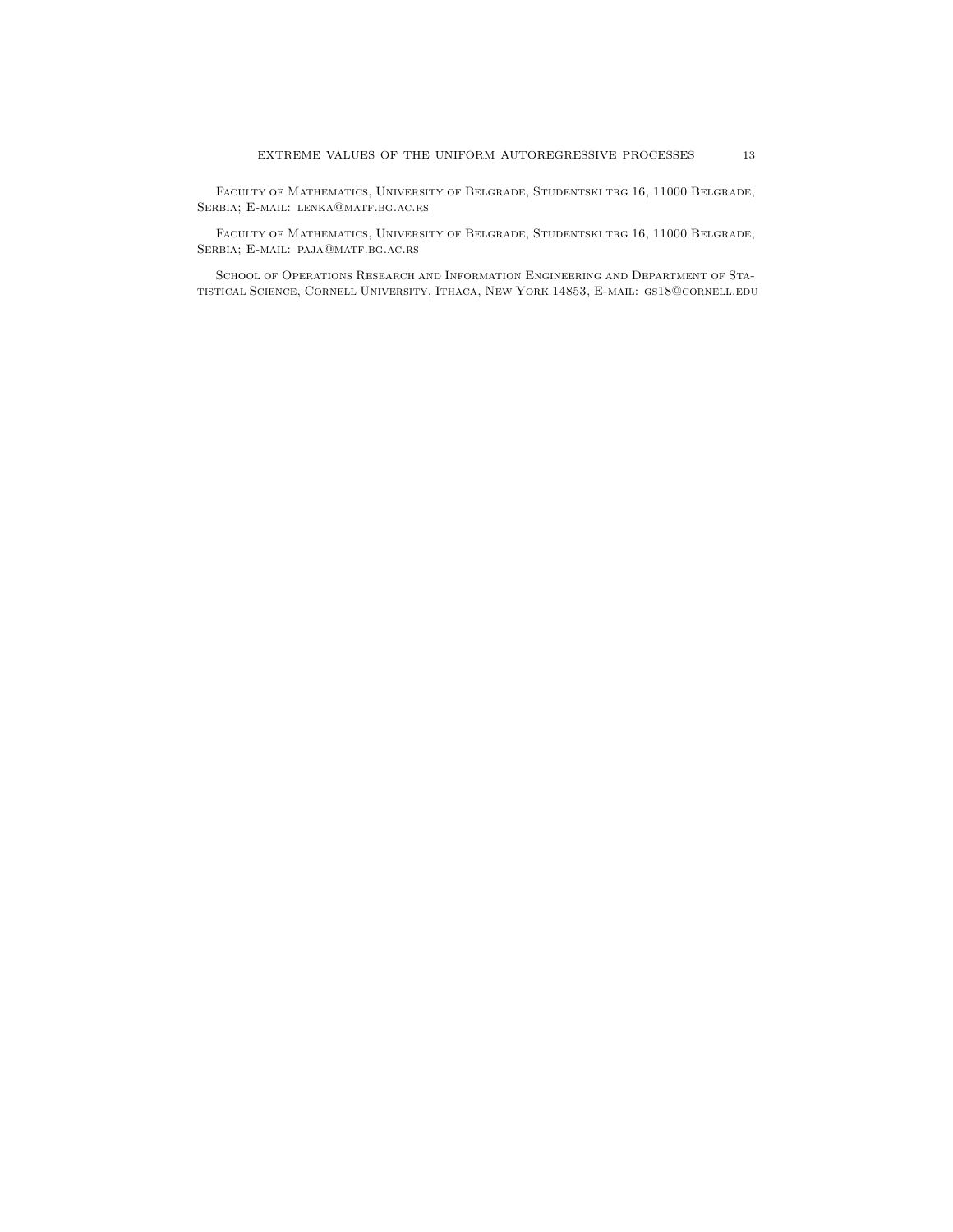Faculty of Mathematics, University of Belgrade, Studentski trg 16, 11000 Belgrade, Serbia; E-mail: lenka@matf.bg.ac.rs

Faculty of Mathematics, University of Belgrade, Studentski trg 16, 11000 Belgrade, Serbia; E-mail: paja@matf.bg.ac.rs

School of Operations Research and Information Engineering and Department of Statistical Science, Cornell University, Ithaca, New York 14853, E-mail: gs18@cornell.edu